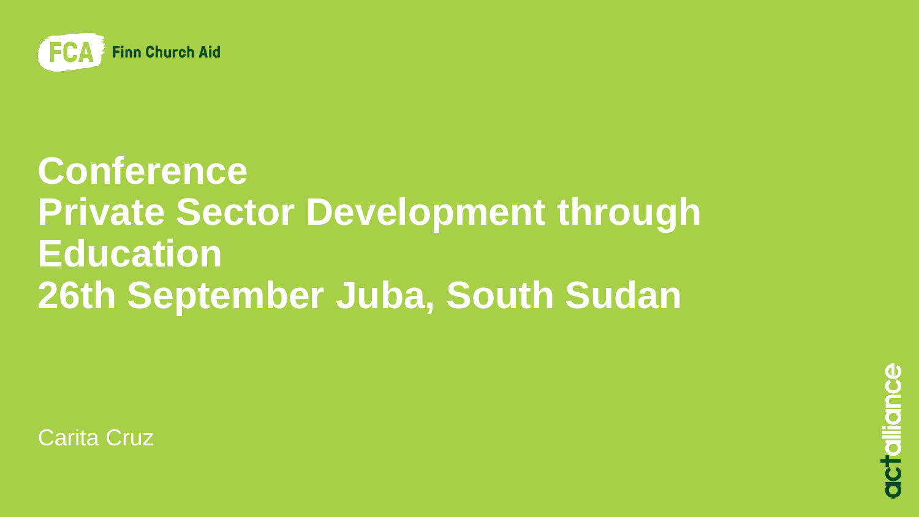FCA Finn Church Aid

# Conference
# Private Sector Development through Education
# 26th September Juba, South Sudan

Carita Cruz

actalliance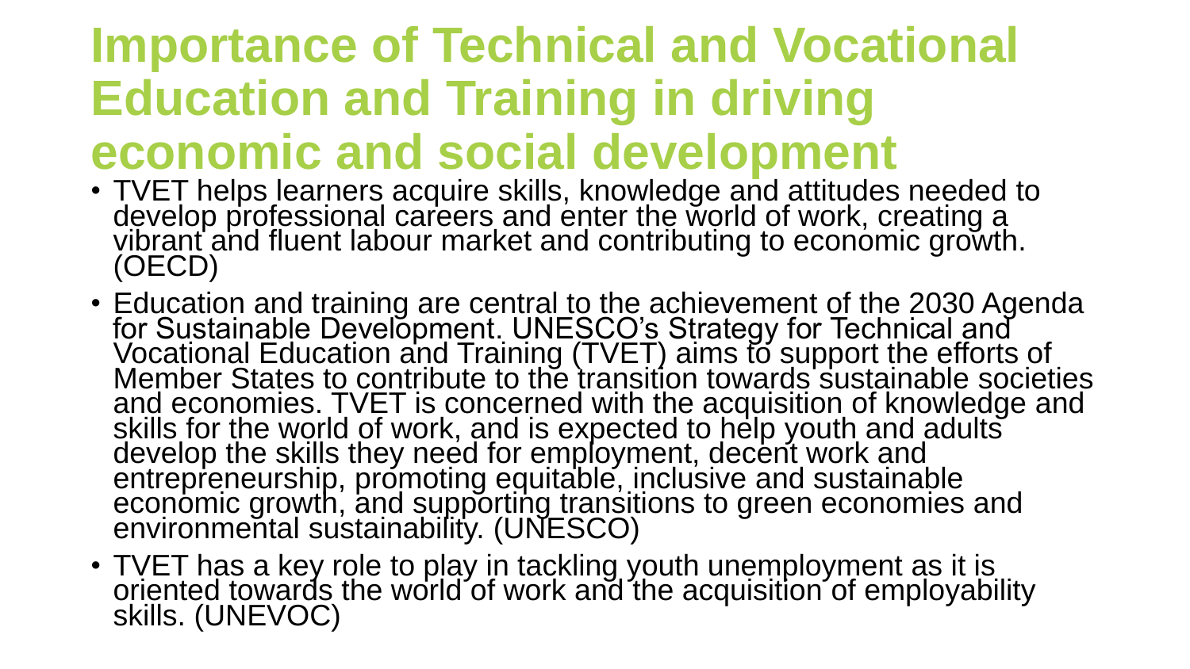# Importance of Technical and Vocational Education and Training in driving economic and social development

- TVET helps learners acquire skills, knowledge and attitudes needed to develop professional careers and enter the world of work, creating a vibrant and fluent labour market and contributing to economic growth. (OECD)
- Education and training are central to the achievement of the 2030 Agenda for Sustainable Development. UNESCO's Strategy for Technical and Vocational Education and Training (TVET) aims to support the efforts of Member States to contribute to the transition towards sustainable societies and economies. TVET is concerned with the acquisition of knowledge and skills for the world of work, and is expected to help youth and adults develop the skills they need for employment, decent work and entrepreneurship, promoting equitable, inclusive and sustainable economic growth, and supporting transitions to green economies and environmental sustainability. (UNESCO)
- TVET has a key role to play in tackling youth unemployment as it is oriented towards the world of work and the acquisition of employability skills. (UNEVOC)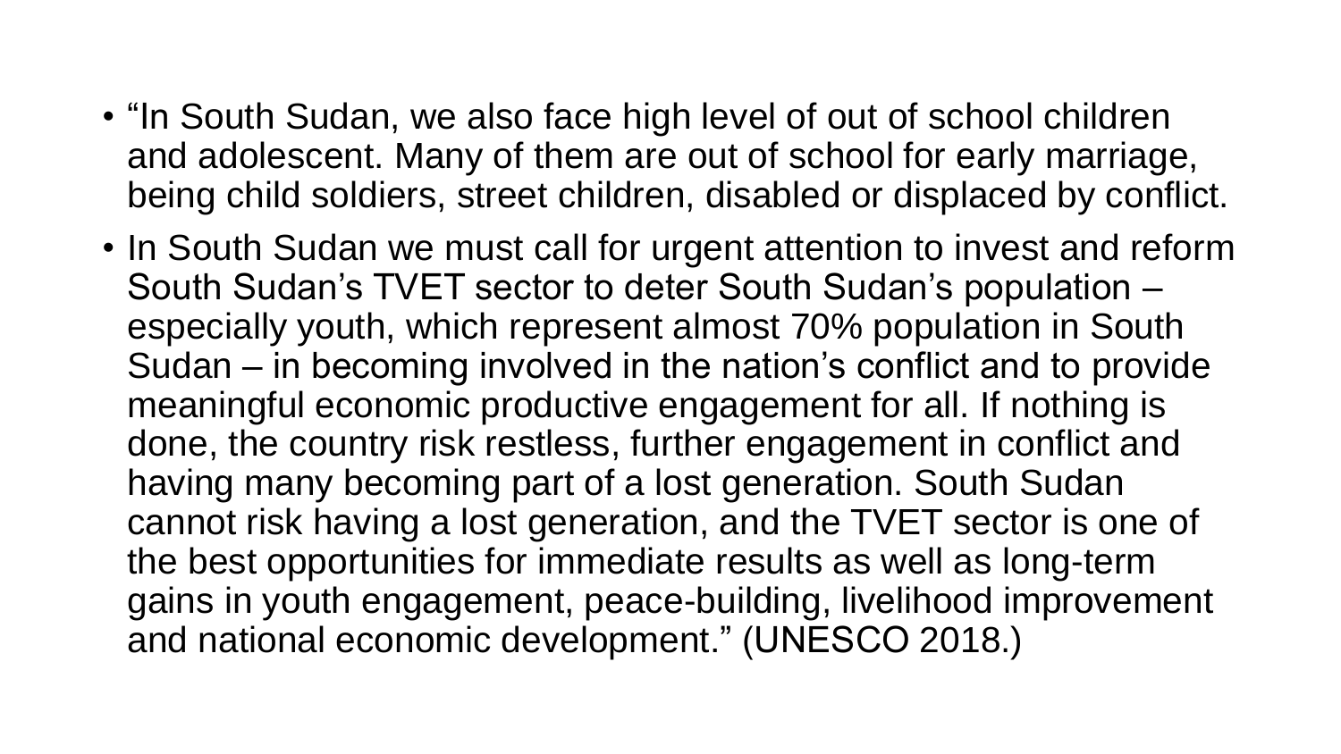- "In South Sudan, we also face high level of out of school children and adolescent. Many of them are out of school for early marriage, being child soldiers, street children, disabled or displaced by conflict.
- In South Sudan we must call for urgent attention to invest and reform South Sudan's TVET sector to deter South Sudan's population – especially youth, which represent almost 70% population in South Sudan – in becoming involved in the nation's conflict and to provide meaningful economic productive engagement for all. If nothing is done, the country risk restless, further engagement in conflict and having many becoming part of a lost generation. South Sudan cannot risk having a lost generation, and the TVET sector is one of the best opportunities for immediate results as well as long-term gains in youth engagement, peace-building, livelihood improvement and national economic development." (UNESCO 2018.)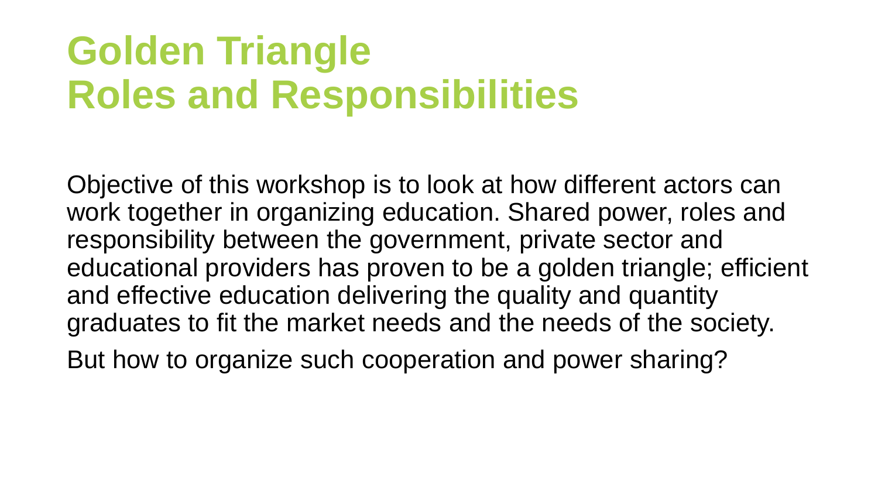# Golden Triangle
# Roles and Responsibilities

Objective of this workshop is to look at how different actors can work together in organizing education. Shared power, roles and responsibility between the government, private sector and educational providers has proven to be a golden triangle; efficient and effective education delivering the quality and quantity graduates to fit the market needs and the needs of the society.

But how to organize such cooperation and power sharing?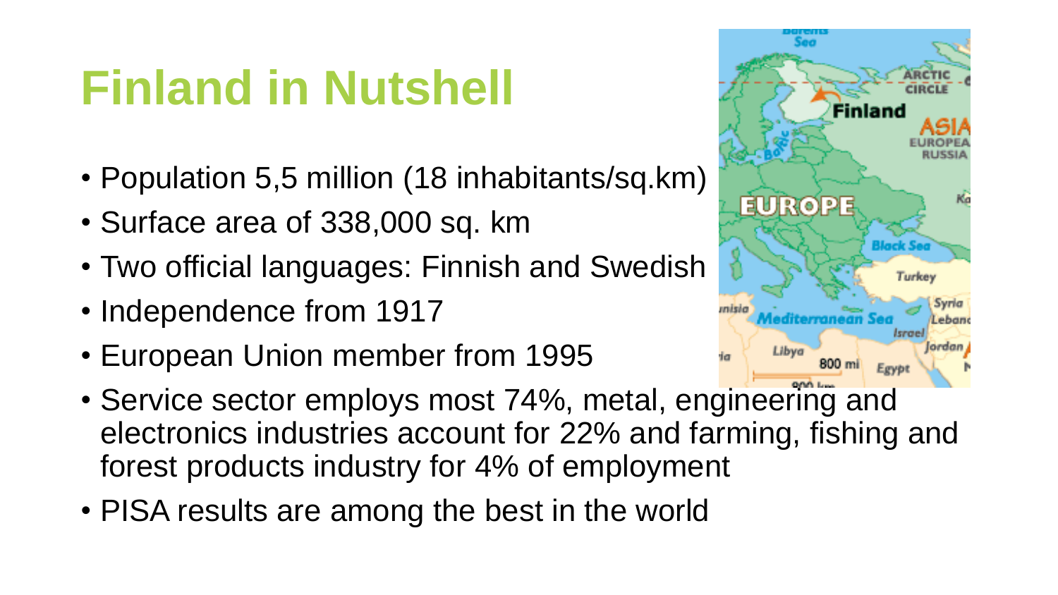# Finland in Nutshell

- Population 5,5 million (18 inhabitants/sq.km)
- Surface area of 338,000 sq. km
- Two official languages: Finnish and Swedish
- Independence from 1917
- European Union member from 1995
- Service sector employs most 74%, metal, engineering and electronics industries account for 22% and farming, fishing and forest products industry for 4% of employment
- PISA results are among the best in the world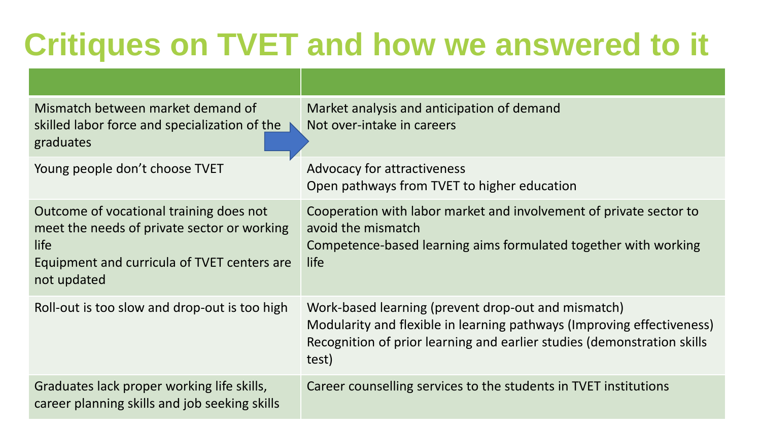# Critiques on TVET and how we answered to it

| | |
|---|---|
| Mismatch between market demand of skilled labor force and specialization of the graduates | Market analysis and anticipation of demand<br>Not over-intake in careers |
| Young people don't choose TVET | Advocacy for attractiveness<br>Open pathways from TVET to higher education |
| Outcome of vocational training does not meet the needs of private sector or working life<br>Equipment and curricula of TVET centers are not updated | Cooperation with labor market and involvement of private sector to avoid the mismatch<br>Competence-based learning aims formulated together with working life |
| Roll-out is too slow and drop-out is too high | Work-based learning (prevent drop-out and mismatch)<br>Modularity and flexible in learning pathways (Improving effectiveness)<br>Recognition of prior learning and earlier studies (demonstration skills test) |
| Graduates lack proper working life skills, career planning skills and job seeking skills | Career counselling services to the students in TVET institutions |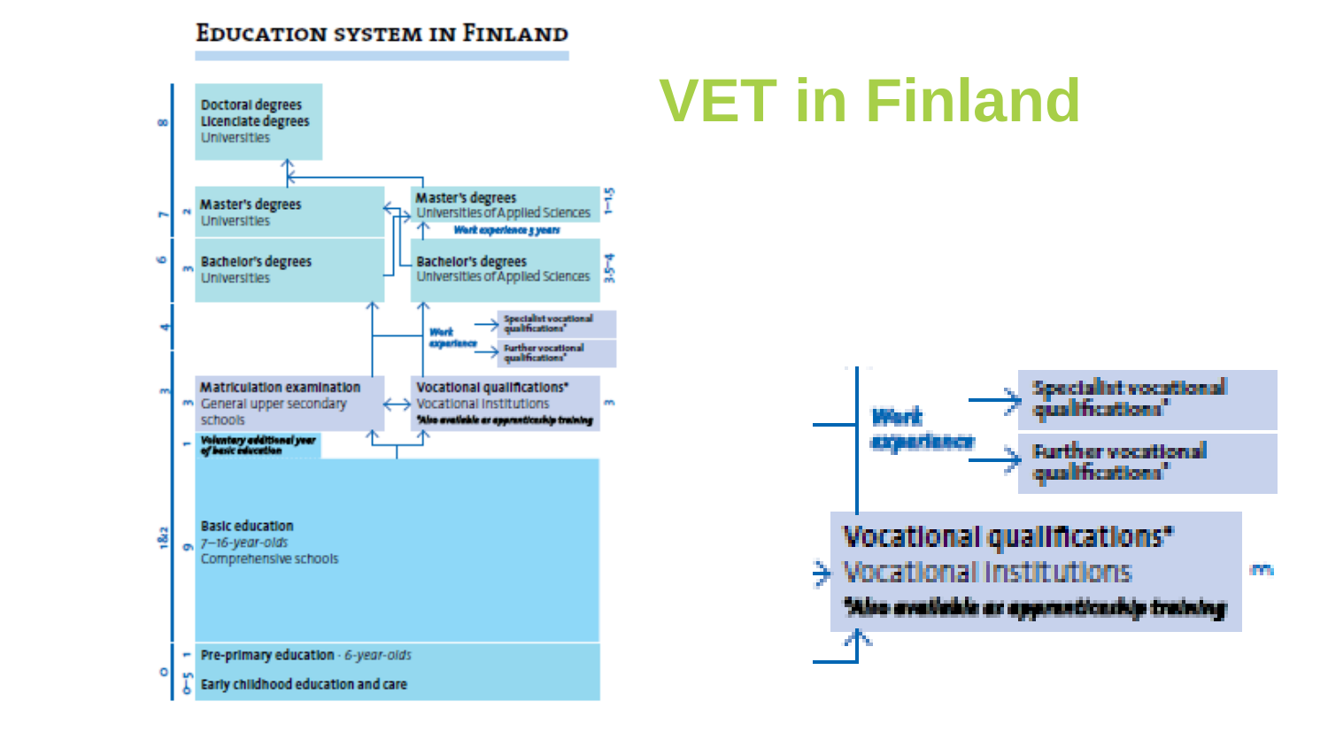# VET in Finland

EDUCATION SYSTEM IN FINLAND

8

Doctoral degrees
Licenciate degrees
Universities

7 2

Master's degrees
Universities

Master's degrees
Universities of Applied Sciences

1–1,5

Work experience 3 years

6 3

Bachelor's degrees
Universities

Bachelor's degrees
Universities of Applied Sciences

3,5–4

4

Work experience

Specialist vocational qualifications*

Further vocational qualifications*

3 3

Matriculation examination
General upper secondary schools

Vocational qualifications*
Vocational institutions
*Also available as apprenticeship training

3

1

Voluntary additional year of basic education

1&2 9

Basic education
7–16-year-olds
Comprehensive schools

0 1

Pre-primary education · 6-year-olds

0–5

Early childhood education and care

Work experience

Specialist vocational qualifications*

Further vocational qualifications*

Vocational qualifications*
Vocational institutions
*Also available as apprenticeship training

3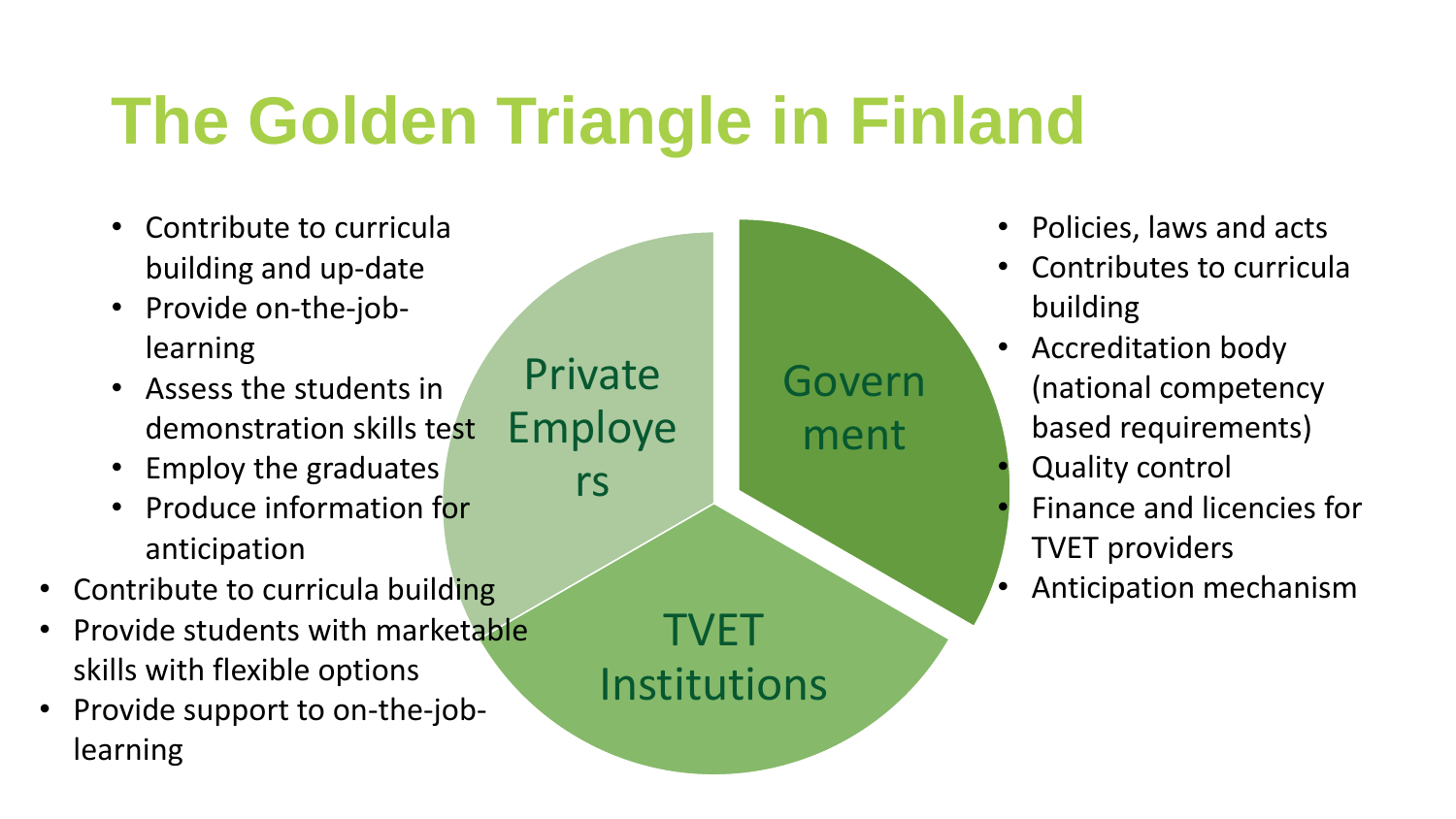# The Golden Triangle in Finland

**Private Employers**

- Contribute to curricula building and up-date
- Provide on-the-job-learning
- Assess the students in demonstration skills test
- Employ the graduates
- Produce information for anticipation

**Government**

- Policies, laws and acts
- Contributes to curricula building
- Accreditation body (national competency based requirements)
- Quality control
- Finance and licencies for TVET providers
- Anticipation mechanism

**TVET Institutions**

- Contribute to curricula building
- Provide students with marketable skills with flexible options
- Provide support to on-the-job-learning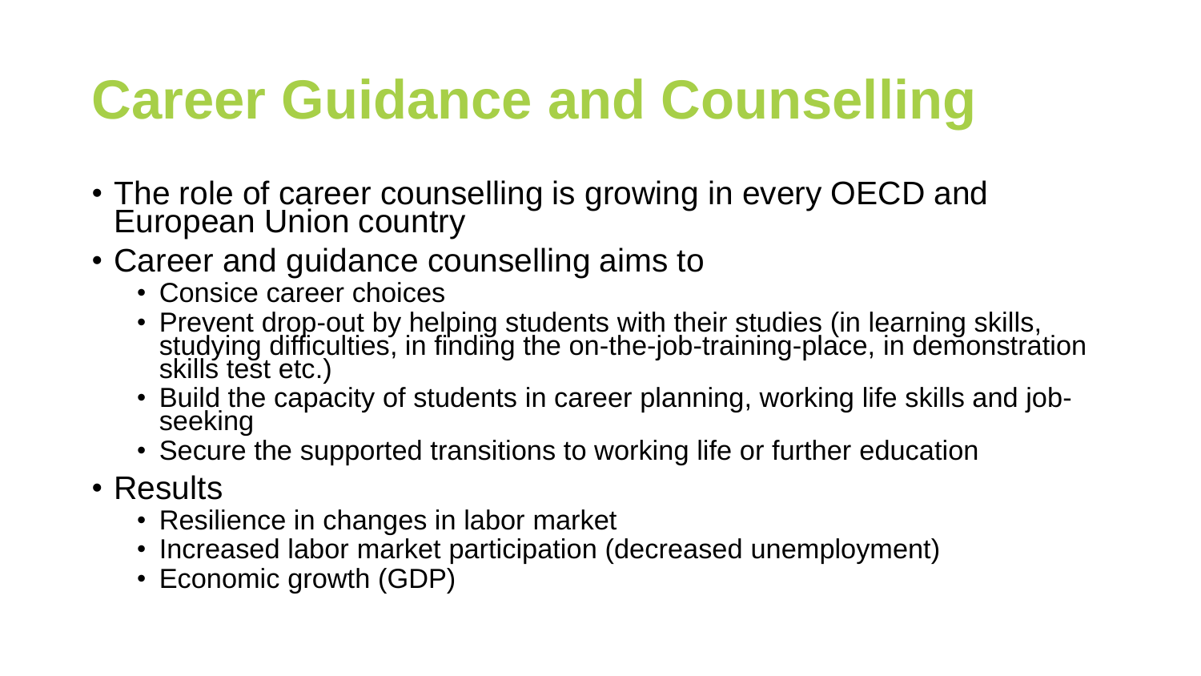# Career Guidance and Counselling

- The role of career counselling is growing in every OECD and European Union country
- Career and guidance counselling aims to
  - Consice career choices
  - Prevent drop-out by helping students with their studies (in learning skills, studying difficulties, in finding the on-the-job-training-place, in demonstration skills test etc.)
  - Build the capacity of students in career planning, working life skills and job-seeking
  - Secure the supported transitions to working life or further education
- Results
  - Resilience in changes in labor market
  - Increased labor market participation (decreased unemployment)
  - Economic growth (GDP)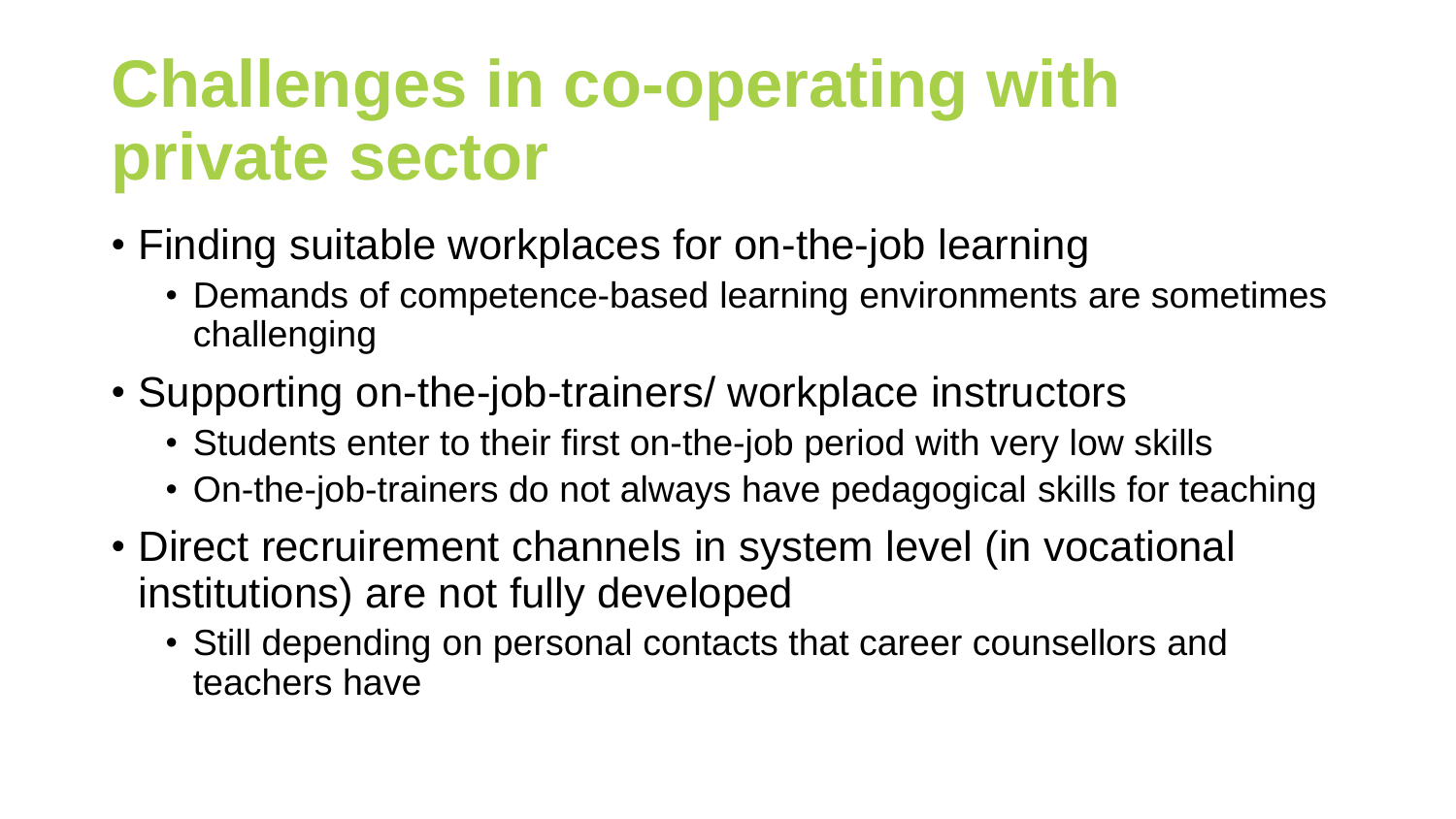# Challenges in co-operating with private sector

- Finding suitable workplaces for on-the-job learning
  - Demands of competence-based learning environments are sometimes challenging
- Supporting on-the-job-trainers/ workplace instructors
  - Students enter to their first on-the-job period with very low skills
  - On-the-job-trainers do not always have pedagogical skills for teaching
- Direct recruirement channels in system level (in vocational institutions) are not fully developed
  - Still depending on personal contacts that career counsellors and teachers have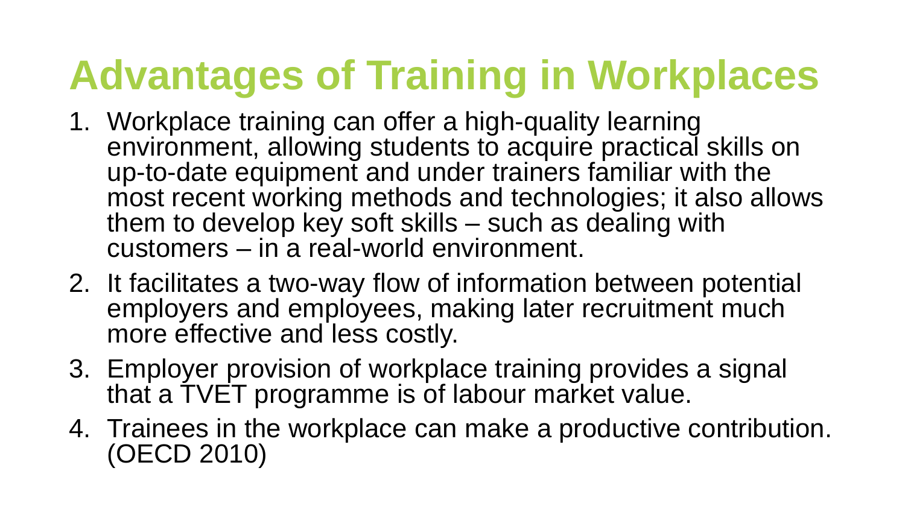# Advantages of Training in Workplaces

1. Workplace training can offer a high-quality learning environment, allowing students to acquire practical skills on up-to-date equipment and under trainers familiar with the most recent working methods and technologies; it also allows them to develop key soft skills – such as dealing with customers – in a real-world environment.
2. It facilitates a two-way flow of information between potential employers and employees, making later recruitment much more effective and less costly.
3. Employer provision of workplace training provides a signal that a TVET programme is of labour market value.
4. Trainees in the workplace can make a productive contribution. (OECD 2010)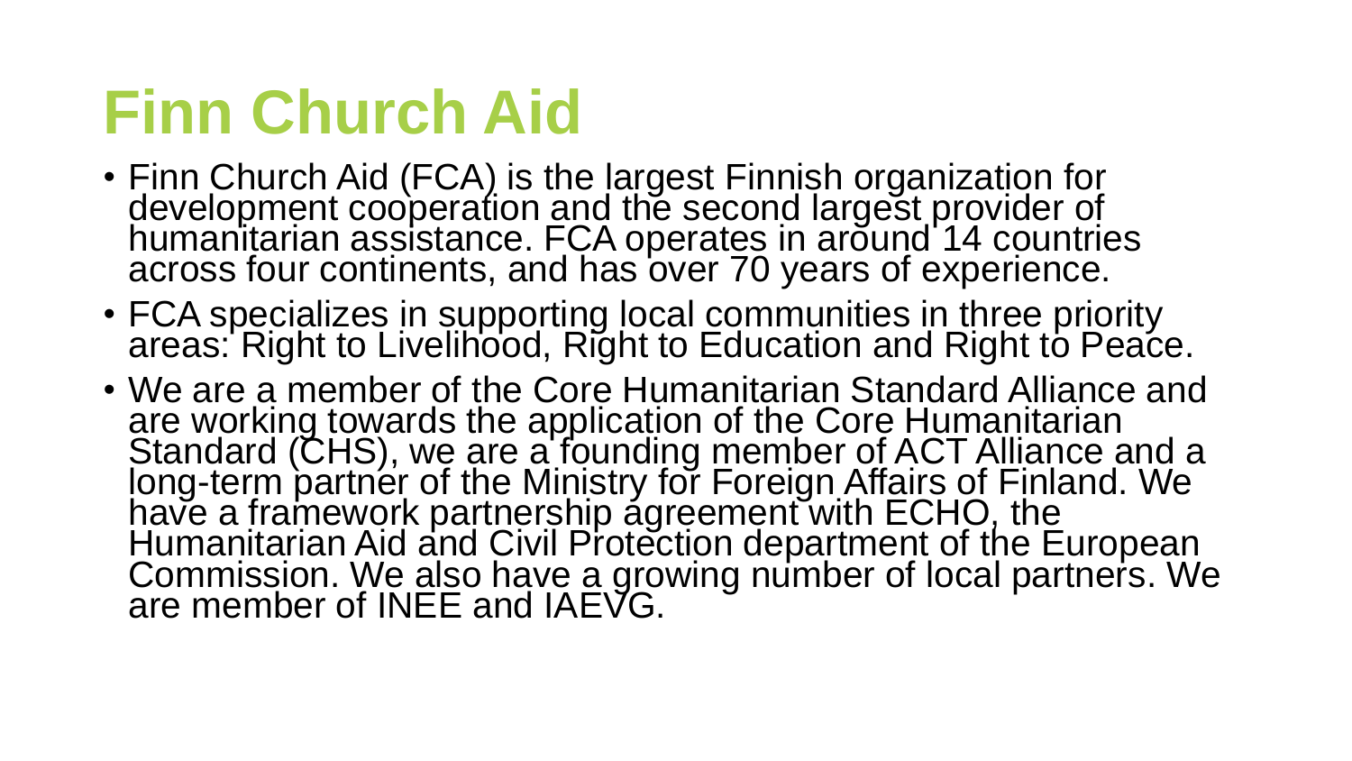# Finn Church Aid

- Finn Church Aid (FCA) is the largest Finnish organization for development cooperation and the second largest provider of humanitarian assistance. FCA operates in around 14 countries across four continents, and has over 70 years of experience.
- FCA specializes in supporting local communities in three priority areas: Right to Livelihood, Right to Education and Right to Peace.
- We are a member of the Core Humanitarian Standard Alliance and are working towards the application of the Core Humanitarian Standard (CHS), we are a founding member of ACT Alliance and a long-term partner of the Ministry for Foreign Affairs of Finland. We have a framework partnership agreement with ECHO, the Humanitarian Aid and Civil Protection department of the European Commission. We also have a growing number of local partners. We are member of INEE and IAEVG.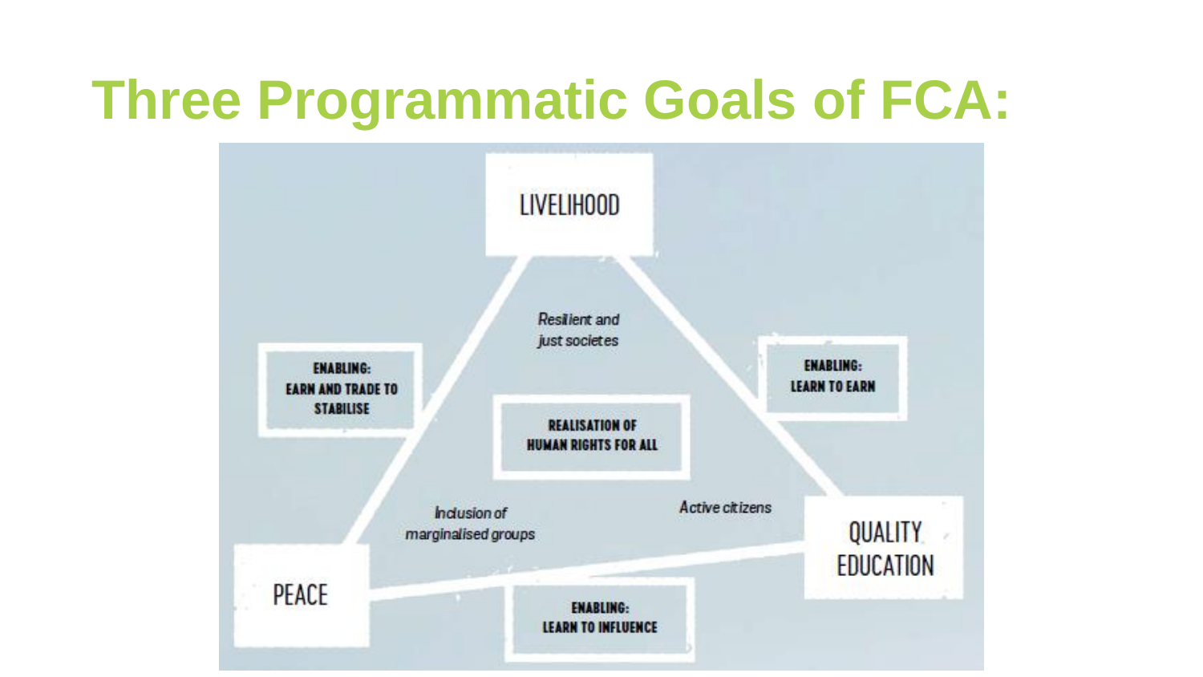# Three Programmatic Goals of FCA:

LIVELIHOOD

Resilient and just societes

ENABLING: EARN AND TRADE TO STABILISE

ENABLING: LEARN TO EARN

REALISATION OF HUMAN RIGHTS FOR ALL

Inclusion of marginalised groups

Active citizens

QUALITY EDUCATION

PEACE

ENABLING: LEARN TO INFLUENCE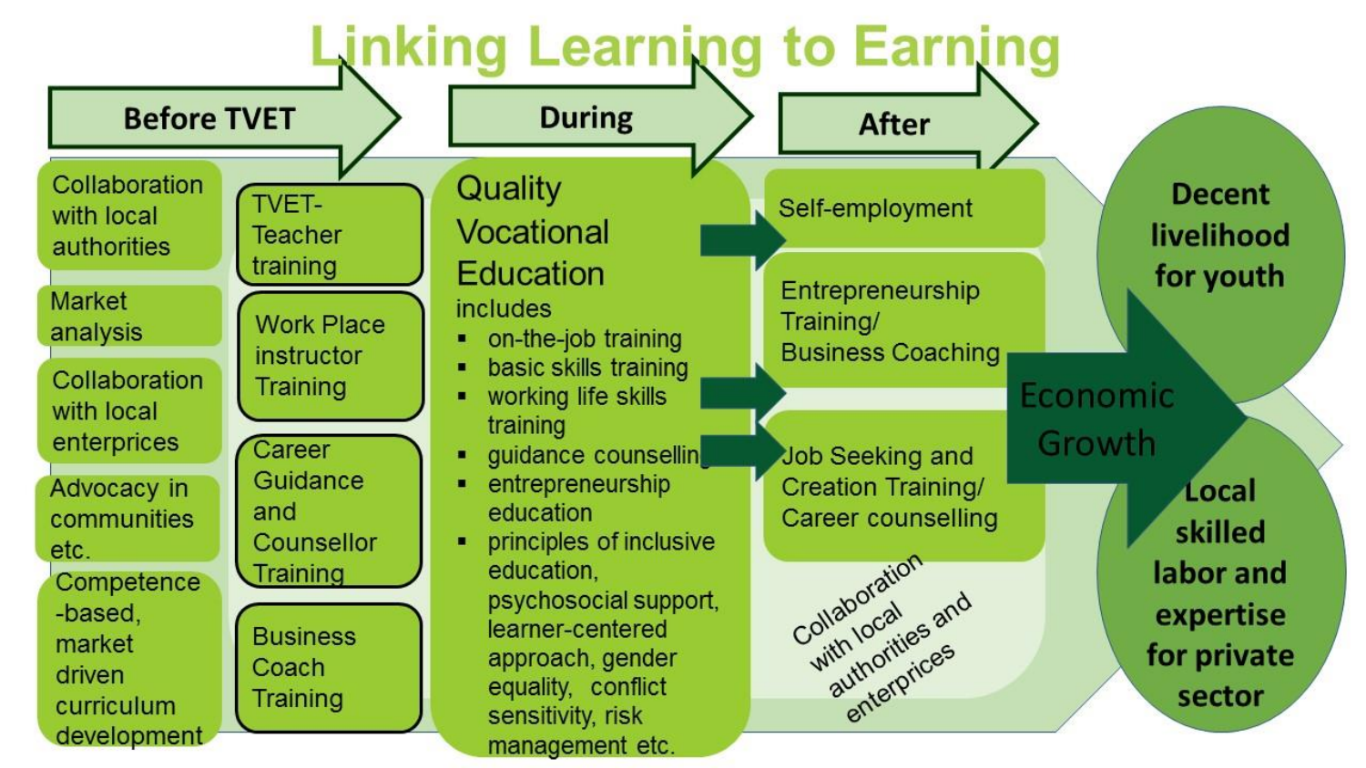# Linking Learning to Earning

Before TVET

During

After

Collaboration with local authorities

Market analysis

Collaboration with local enterprises

Advocacy in communities etc.

Competence-based, market driven curriculum development

TVET-Teacher training

Work Place instructor Training

Career Guidance and Counsellor Training

Business Coach Training

Quality Vocational Education includes

- on-the-job training
- basic skills training
- working life skills training
- guidance counselling
- entrepreneurship education
- principles of inclusive education, psychosocial support, learner-centered approach, gender equality, conflict sensitivity, risk management etc.

Self-employment

Entrepreneurship Training/ Business Coaching

Job Seeking and Creation Training/ Career counselling

Collaboration with local authorities and enterprises

Economic Growth

Decent livelihood for youth

Local skilled labor and expertise for private sector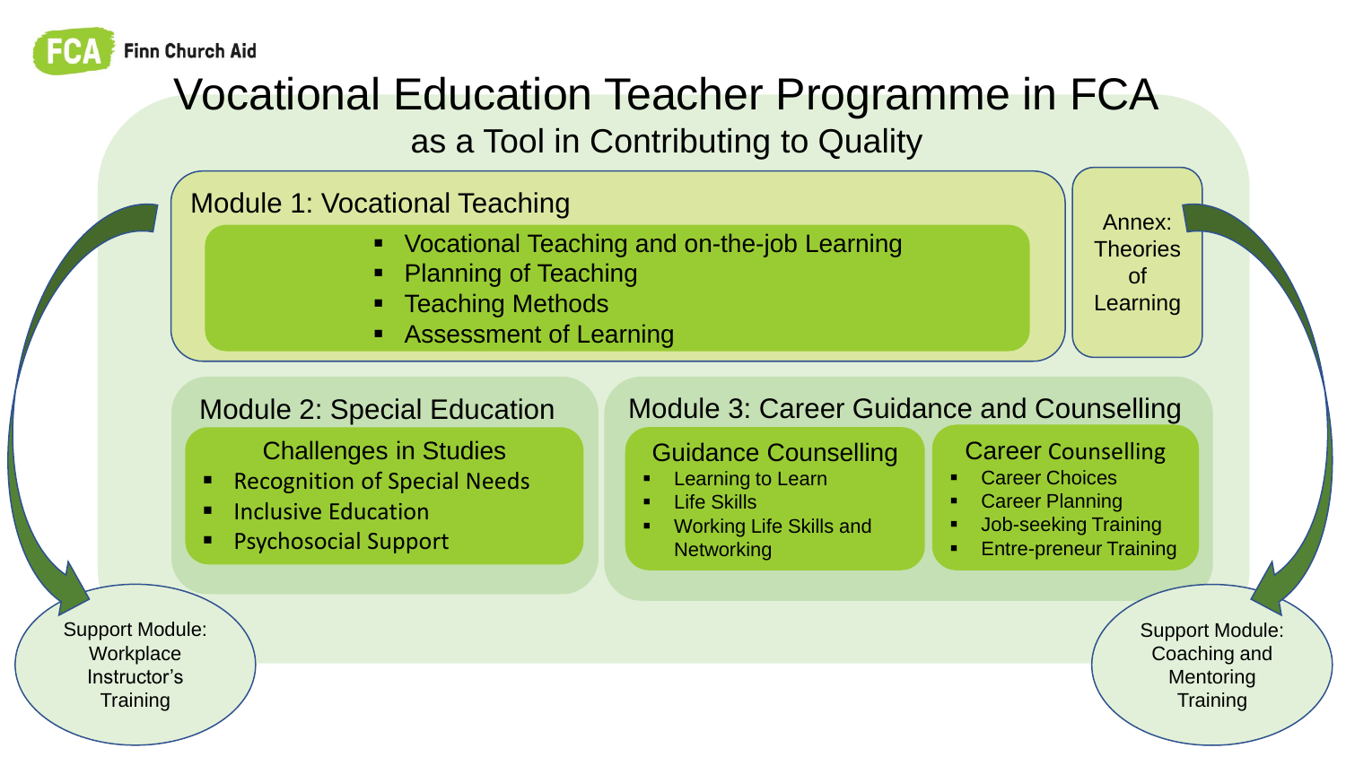Finn Church Aid

# Vocational Education Teacher Programme in FCA

## as a Tool in Contributing to Quality

### Module 1: Vocational Teaching

- Vocational Teaching and on-the-job Learning
- Planning of Teaching
- Teaching Methods
- Assessment of Learning

Annex: Theories of Learning

### Module 2: Special Education

Challenges in Studies

- Recognition of Special Needs
- Inclusive Education
- Psychosocial Support

### Module 3: Career Guidance and Counselling

Guidance Counselling

- Learning to Learn
- Life Skills
- Working Life Skills and Networking

Career Counselling

- Career Choices
- Career Planning
- Job-seeking Training
- Entre-preneur Training

Support Module: Workplace Instructor's Training

Support Module: Coaching and Mentoring Training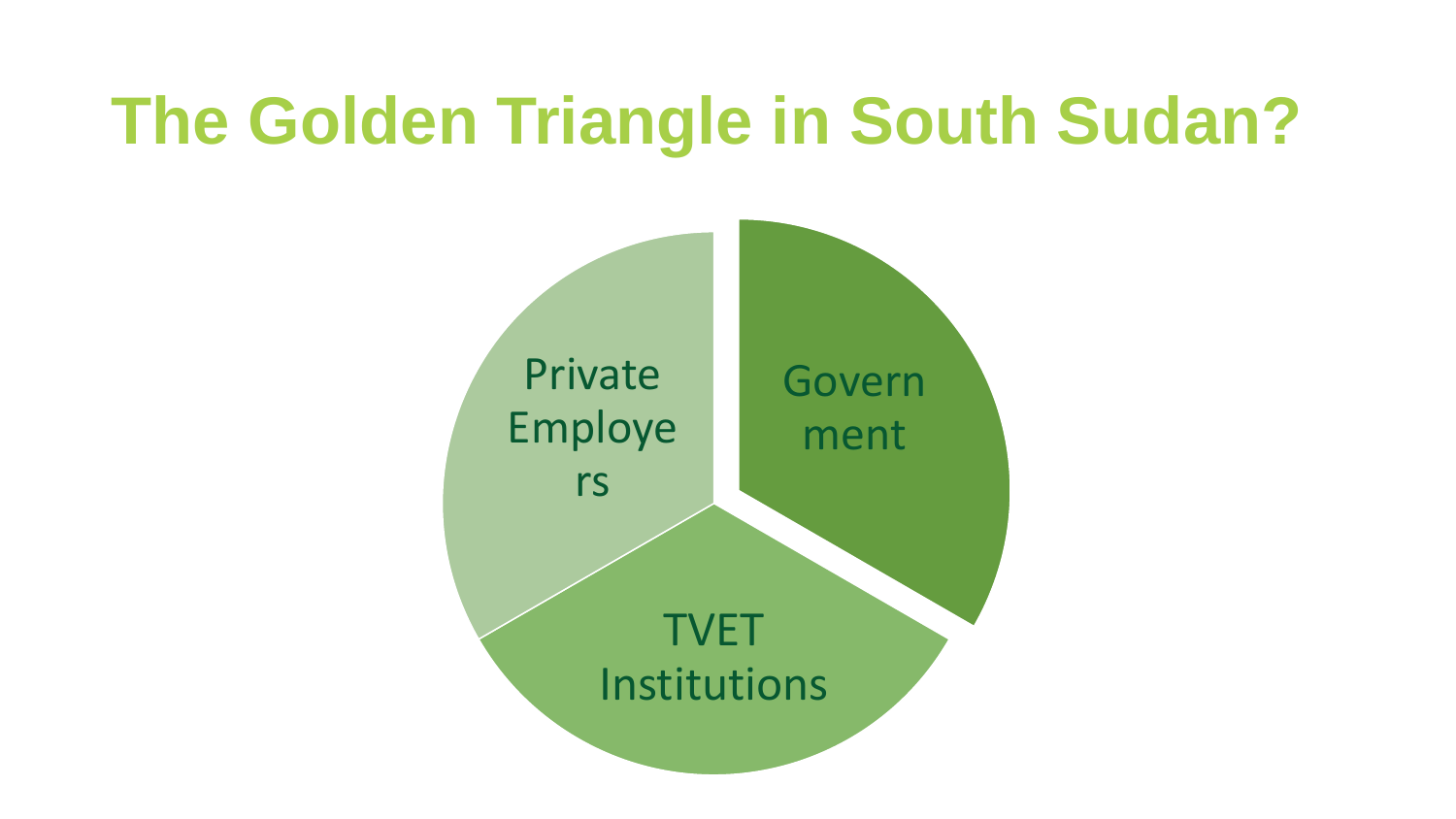# The Golden Triangle in South Sudan?

Private Employers

Government

TVET Institutions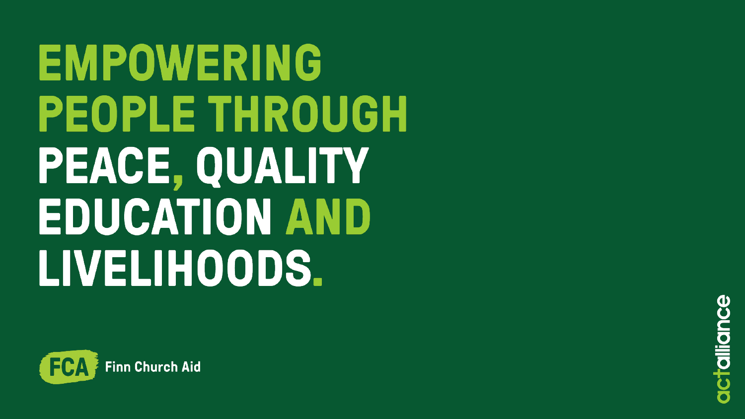# EMPOWERING PEOPLE THROUGH PEACE, QUALITY EDUCATION AND LIVELIHOODS.

FCA Finn Church Aid

actalliance